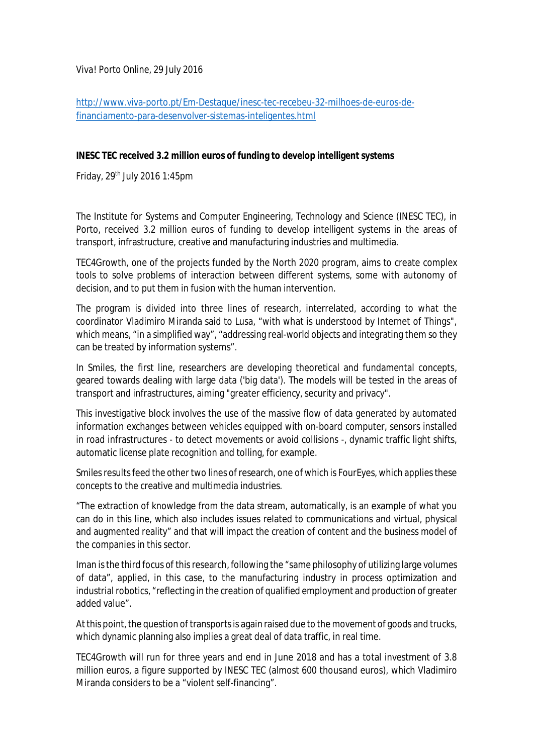Viva! Porto Online, 29 July 2016

http://www.viva-porto.pt/Em-Destaque/inesc-tec-recebeu-32-milhoes-de-euros-de-financiamento-para-desenvolver-sistemas-inteligentes.html

**INESC TEC received 3.2 million euros of funding to develop intelligent systems**

Friday, 29th July 2016 1:45pm

The Institute for Systems and Computer Engineering, Technology and Science (INESC TEC), in Porto, received 3.2 million euros of funding to develop intelligent systems in the areas of transport, infrastructure, creative and manufacturing industries and multimedia.

TEC4Growth, one of the projects funded by the North 2020 program, aims to create complex tools to solve problems of interaction between different systems, some with autonomy of decision, and to put them in fusion with the human intervention.

The program is divided into three lines of research, interrelated, according to what the coordinator Vladimiro Miranda said to Lusa, "with what is understood by Internet of Things", which means, "in a simplified way", "addressing real-world objects and integrating them so they can be treated by information systems".

In Smiles, the first line, researchers are developing theoretical and fundamental concepts, geared towards dealing with large data ('big data'). The models will be tested in the areas of transport and infrastructures, aiming "greater efficiency, security and privacy".

This investigative block involves the use of the massive flow of data generated by automated information exchanges between vehicles equipped with on-board computer, sensors installed in road infrastructures - to detect movements or avoid collisions -, dynamic traffic light shifts, automatic license plate recognition and tolling, for example.

Smiles results feed the other two lines of research, one of which is FourEyes, which applies these concepts to the creative and multimedia industries.

"The extraction of knowledge from the data stream, automatically, is an example of what you can do in this line, which also includes issues related to communications and virtual, physical and augmented reality" and that will impact the creation of content and the business model of the companies in this sector.

Iman is the third focus of this research, following the "same philosophy of utilizing large volumes of data", applied, in this case, to the manufacturing industry in process optimization and industrial robotics, "reflecting in the creation of qualified employment and production of greater added value".

At this point, the question of transports is again raised due to the movement of goods and trucks, which dynamic planning also implies a great deal of data traffic, in real time.

TEC4Growth will run for three years and end in June 2018 and has a total investment of 3.8 million euros, a figure supported by INESC TEC (almost 600 thousand euros), which Vladimiro Miranda considers to be a "violent self-financing".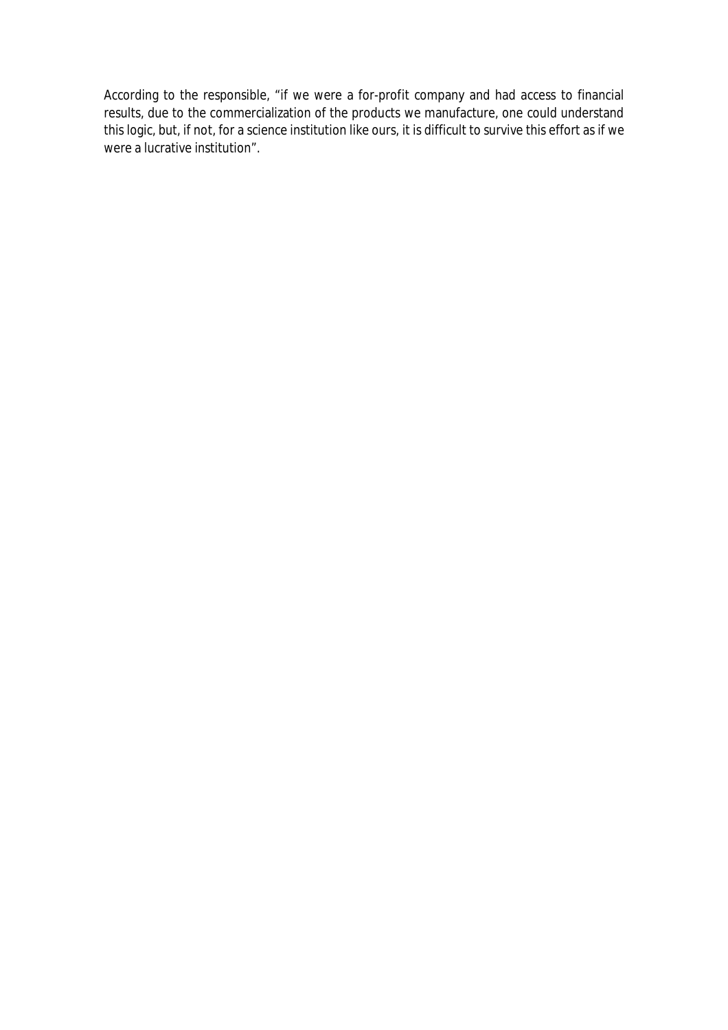According to the responsible, "if we were a for-profit company and had access to financial results, due to the commercialization of the products we manufacture, one could understand this logic, but, if not, for a science institution like ours, it is difficult to survive this effort as if we were a lucrative institution".